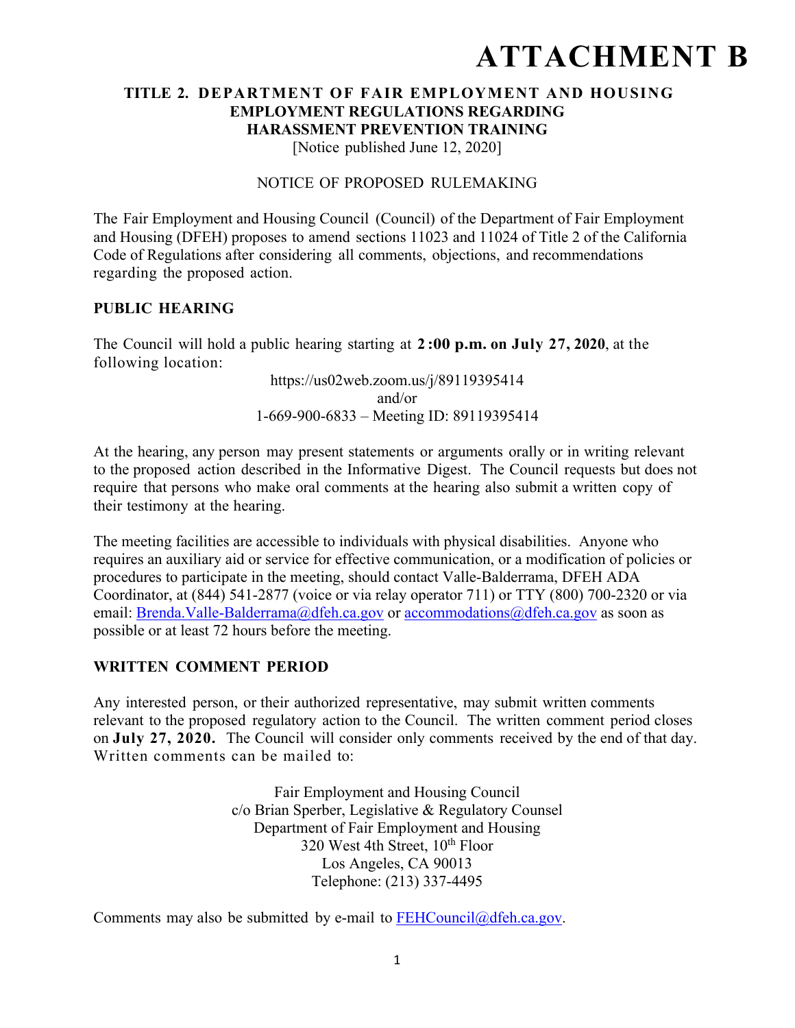# ATTACHMENT B

## TITLE 2. DEPARTMENT OF FAIR EMPLOYMENT AND HOUSING
## EMPLOYMENT REGULATIONS REGARDING
## HARASSMENT PREVENTION TRAINING

[Notice published June 12, 2020]

NOTICE OF PROPOSED RULEMAKING

The Fair Employment and Housing Council (Council) of the Department of Fair Employment and Housing (DFEH) proposes to amend sections 11023 and 11024 of Title 2 of the California Code of Regulations after considering all comments, objections, and recommendations regarding the proposed action.

### PUBLIC HEARING

The Council will hold a public hearing starting at **2:00 p.m. on July 27, 2020**, at the following location:

https://us02web.zoom.us/j/89119395414
and/or
1-669-900-6833 – Meeting ID: 89119395414

At the hearing, any person may present statements or arguments orally or in writing relevant to the proposed action described in the Informative Digest. The Council requests but does not require that persons who make oral comments at the hearing also submit a written copy of their testimony at the hearing.

The meeting facilities are accessible to individuals with physical disabilities. Anyone who requires an auxiliary aid or service for effective communication, or a modification of policies or procedures to participate in the meeting, should contact Valle-Balderrama, DFEH ADA Coordinator, at (844) 541-2877 (voice or via relay operator 711) or TTY (800) 700-2320 or via email: Brenda.Valle-Balderrama@dfeh.ca.gov or accommodations@dfeh.ca.gov as soon as possible or at least 72 hours before the meeting.

### WRITTEN COMMENT PERIOD

Any interested person, or their authorized representative, may submit written comments relevant to the proposed regulatory action to the Council. The written comment period closes on **July 27, 2020.** The Council will consider only comments received by the end of that day. Written comments can be mailed to:

Fair Employment and Housing Council
c/o Brian Sperber, Legislative & Regulatory Counsel
Department of Fair Employment and Housing
320 West 4th Street, 10th Floor
Los Angeles, CA 90013
Telephone: (213) 337-4495

Comments may also be submitted by e-mail to FEHCouncil@dfeh.ca.gov.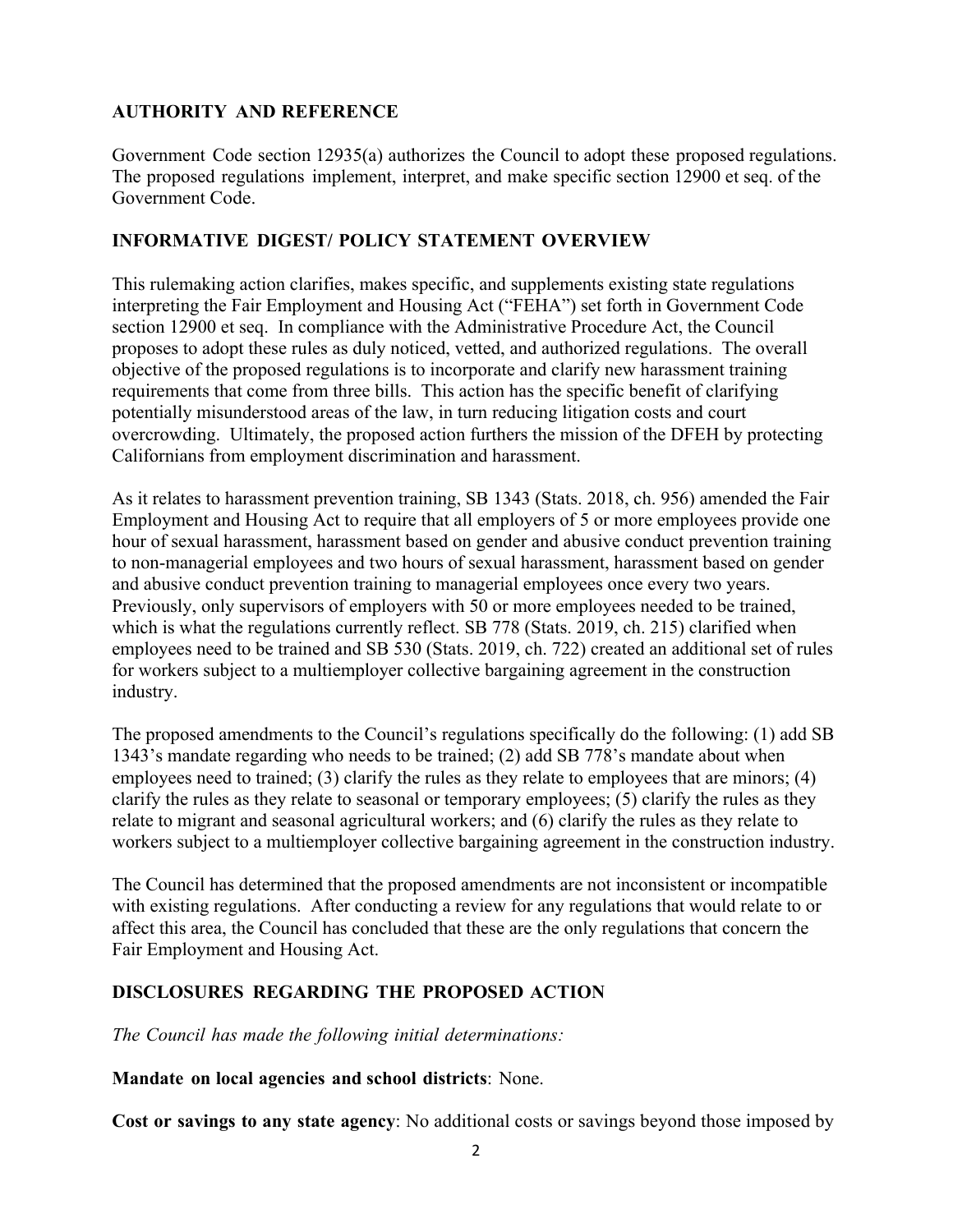## AUTHORITY AND REFERENCE

Government Code section 12935(a) authorizes the Council to adopt these proposed regulations. The proposed regulations implement, interpret, and make specific section 12900 et seq. of the Government Code.

## INFORMATIVE DIGEST/ POLICY STATEMENT OVERVIEW

This rulemaking action clarifies, makes specific, and supplements existing state regulations interpreting the Fair Employment and Housing Act ("FEHA") set forth in Government Code section 12900 et seq. In compliance with the Administrative Procedure Act, the Council proposes to adopt these rules as duly noticed, vetted, and authorized regulations. The overall objective of the proposed regulations is to incorporate and clarify new harassment training requirements that come from three bills. This action has the specific benefit of clarifying potentially misunderstood areas of the law, in turn reducing litigation costs and court overcrowding. Ultimately, the proposed action furthers the mission of the DFEH by protecting Californians from employment discrimination and harassment.

As it relates to harassment prevention training, SB 1343 (Stats. 2018, ch. 956) amended the Fair Employment and Housing Act to require that all employers of 5 or more employees provide one hour of sexual harassment, harassment based on gender and abusive conduct prevention training to non-managerial employees and two hours of sexual harassment, harassment based on gender and abusive conduct prevention training to managerial employees once every two years. Previously, only supervisors of employers with 50 or more employees needed to be trained, which is what the regulations currently reflect. SB 778 (Stats. 2019, ch. 215) clarified when employees need to be trained and SB 530 (Stats. 2019, ch. 722) created an additional set of rules for workers subject to a multiemployer collective bargaining agreement in the construction industry.

The proposed amendments to the Council's regulations specifically do the following: (1) add SB 1343's mandate regarding who needs to be trained; (2) add SB 778's mandate about when employees need to trained; (3) clarify the rules as they relate to employees that are minors; (4) clarify the rules as they relate to seasonal or temporary employees; (5) clarify the rules as they relate to migrant and seasonal agricultural workers; and (6) clarify the rules as they relate to workers subject to a multiemployer collective bargaining agreement in the construction industry.

The Council has determined that the proposed amendments are not inconsistent or incompatible with existing regulations. After conducting a review for any regulations that would relate to or affect this area, the Council has concluded that these are the only regulations that concern the Fair Employment and Housing Act.

## DISCLOSURES REGARDING THE PROPOSED ACTION

*The Council has made the following initial determinations:*

**Mandate on local agencies and school districts**: None.

**Cost or savings to any state agency**: No additional costs or savings beyond those imposed by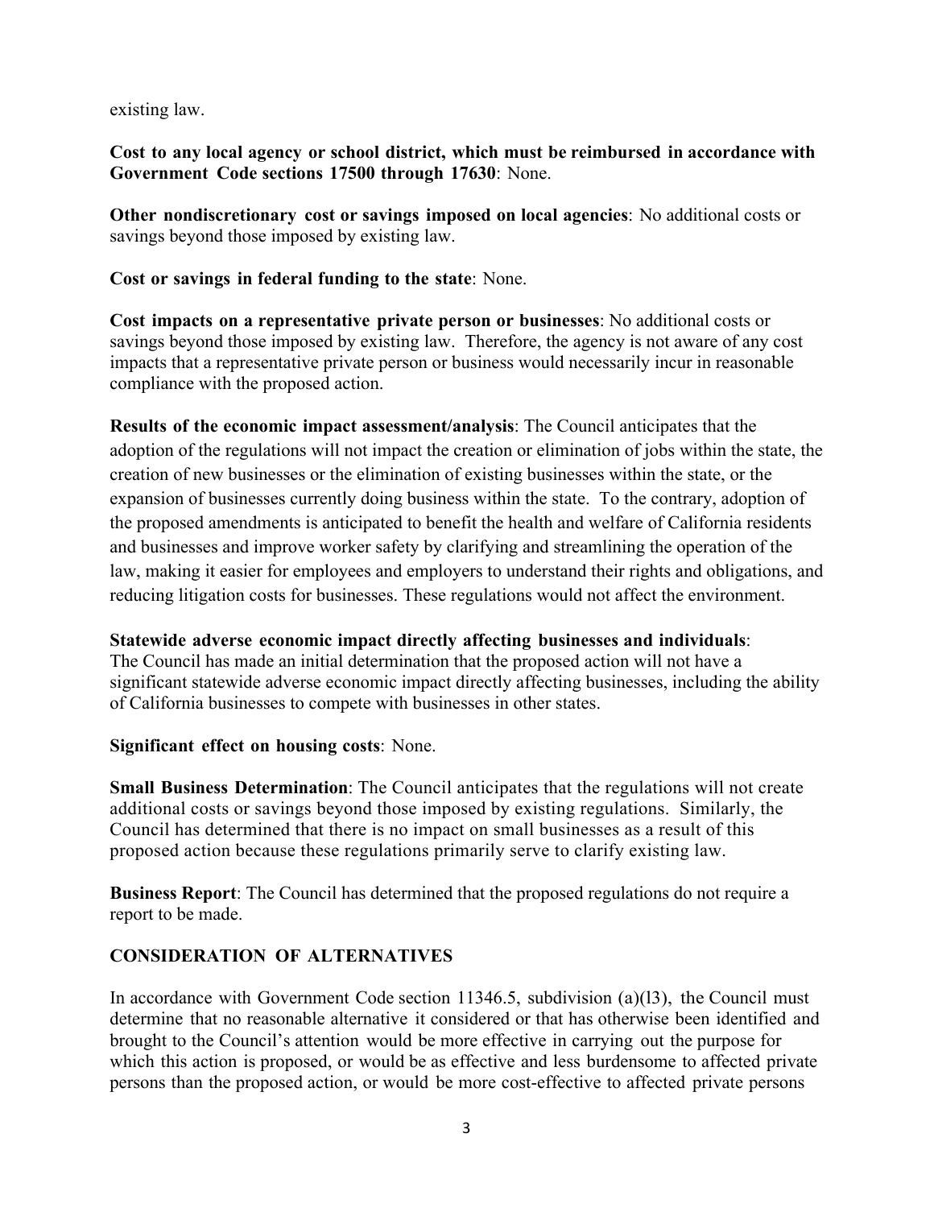existing law.

**Cost to any local agency or school district, which must be reimbursed in accordance with Government Code sections 17500 through 17630**: None.

**Other nondiscretionary cost or savings imposed on local agencies**: No additional costs or savings beyond those imposed by existing law.

**Cost or savings in federal funding to the state**: None.

**Cost impacts on a representative private person or businesses**: No additional costs or savings beyond those imposed by existing law. Therefore, the agency is not aware of any cost impacts that a representative private person or business would necessarily incur in reasonable compliance with the proposed action.

**Results of the economic impact assessment/analysis**: The Council anticipates that the adoption of the regulations will not impact the creation or elimination of jobs within the state, the creation of new businesses or the elimination of existing businesses within the state, or the expansion of businesses currently doing business within the state. To the contrary, adoption of the proposed amendments is anticipated to benefit the health and welfare of California residents and businesses and improve worker safety by clarifying and streamlining the operation of the law, making it easier for employees and employers to understand their rights and obligations, and reducing litigation costs for businesses. These regulations would not affect the environment.

**Statewide adverse economic impact directly affecting businesses and individuals**:
The Council has made an initial determination that the proposed action will not have a significant statewide adverse economic impact directly affecting businesses, including the ability of California businesses to compete with businesses in other states.

**Significant effect on housing costs**: None.

**Small Business Determination**: The Council anticipates that the regulations will not create additional costs or savings beyond those imposed by existing regulations. Similarly, the Council has determined that there is no impact on small businesses as a result of this proposed action because these regulations primarily serve to clarify existing law.

**Business Report**: The Council has determined that the proposed regulations do not require a report to be made.

## CONSIDERATION OF ALTERNATIVES

In accordance with Government Code section 11346.5, subdivision (a)(13), the Council must determine that no reasonable alternative it considered or that has otherwise been identified and brought to the Council's attention would be more effective in carrying out the purpose for which this action is proposed, or would be as effective and less burdensome to affected private persons than the proposed action, or would be more cost-effective to affected private persons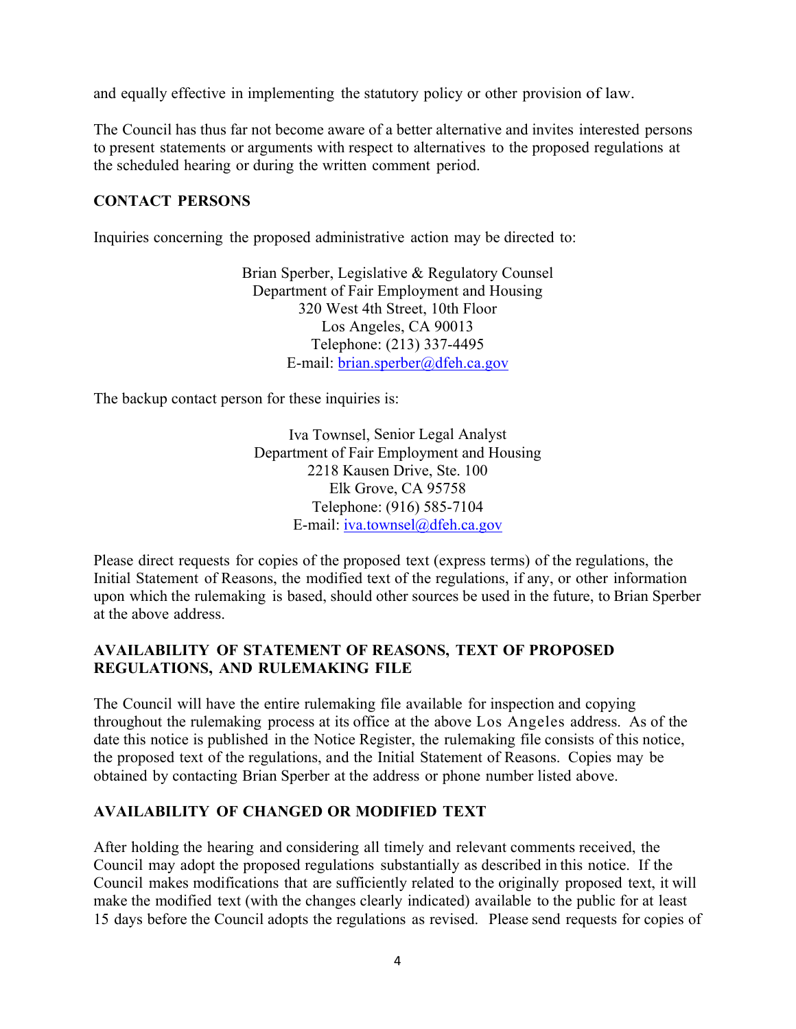and equally effective in implementing the statutory policy or other provision of law.

The Council has thus far not become aware of a better alternative and invites interested persons to present statements or arguments with respect to alternatives to the proposed regulations at the scheduled hearing or during the written comment period.

### CONTACT PERSONS

Inquiries concerning the proposed administrative action may be directed to:

Brian Sperber, Legislative & Regulatory Counsel
Department of Fair Employment and Housing
320 West 4th Street, 10th Floor
Los Angeles, CA 90013
Telephone: (213) 337-4495
E-mail: brian.sperber@dfeh.ca.gov

The backup contact person for these inquiries is:

Iva Townsel, Senior Legal Analyst
Department of Fair Employment and Housing
2218 Kausen Drive, Ste. 100
Elk Grove, CA 95758
Telephone: (916) 585-7104
E-mail: iva.townsel@dfeh.ca.gov

Please direct requests for copies of the proposed text (express terms) of the regulations, the Initial Statement of Reasons, the modified text of the regulations, if any, or other information upon which the rulemaking is based, should other sources be used in the future, to Brian Sperber at the above address.

### AVAILABILITY OF STATEMENT OF REASONS, TEXT OF PROPOSED REGULATIONS, AND RULEMAKING FILE

The Council will have the entire rulemaking file available for inspection and copying throughout the rulemaking process at its office at the above Los Angeles address. As of the date this notice is published in the Notice Register, the rulemaking file consists of this notice, the proposed text of the regulations, and the Initial Statement of Reasons. Copies may be obtained by contacting Brian Sperber at the address or phone number listed above.

### AVAILABILITY OF CHANGED OR MODIFIED TEXT

After holding the hearing and considering all timely and relevant comments received, the Council may adopt the proposed regulations substantially as described in this notice. If the Council makes modifications that are sufficiently related to the originally proposed text, it will make the modified text (with the changes clearly indicated) available to the public for at least 15 days before the Council adopts the regulations as revised. Please send requests for copies of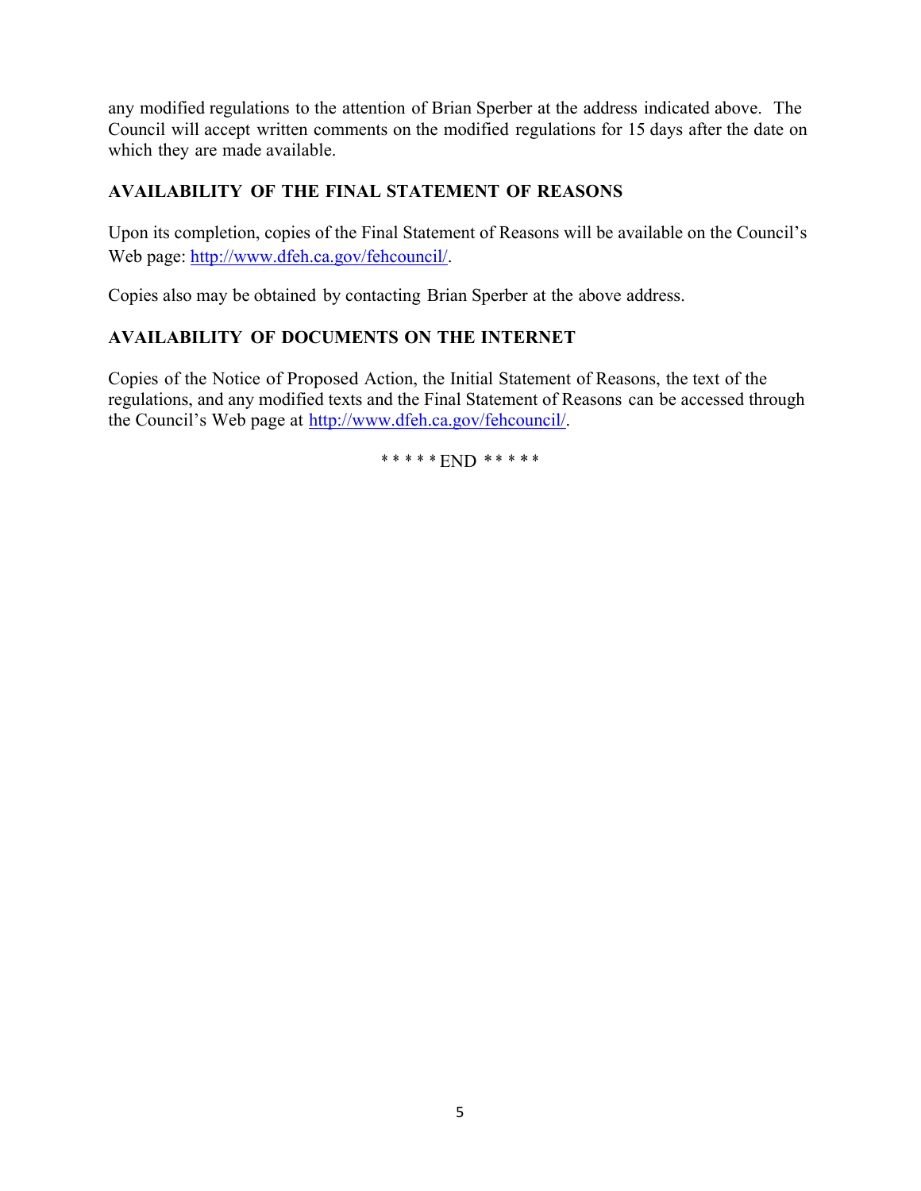any modified regulations to the attention of Brian Sperber at the address indicated above. The Council will accept written comments on the modified regulations for 15 days after the date on which they are made available.

## AVAILABILITY OF THE FINAL STATEMENT OF REASONS

Upon its completion, copies of the Final Statement of Reasons will be available on the Council's Web page: [http://www.dfeh.ca.gov/fehcouncil/](http://www.dfeh.ca.gov/fehcouncil/).

Copies also may be obtained by contacting Brian Sperber at the above address.

## AVAILABILITY OF DOCUMENTS ON THE INTERNET

Copies of the Notice of Proposed Action, the Initial Statement of Reasons, the text of the regulations, and any modified texts and the Final Statement of Reasons can be accessed through the Council's Web page at [http://www.dfeh.ca.gov/fehcouncil/](http://www.dfeh.ca.gov/fehcouncil/).

\* \* \* \* \* END \* \* \* \* \*